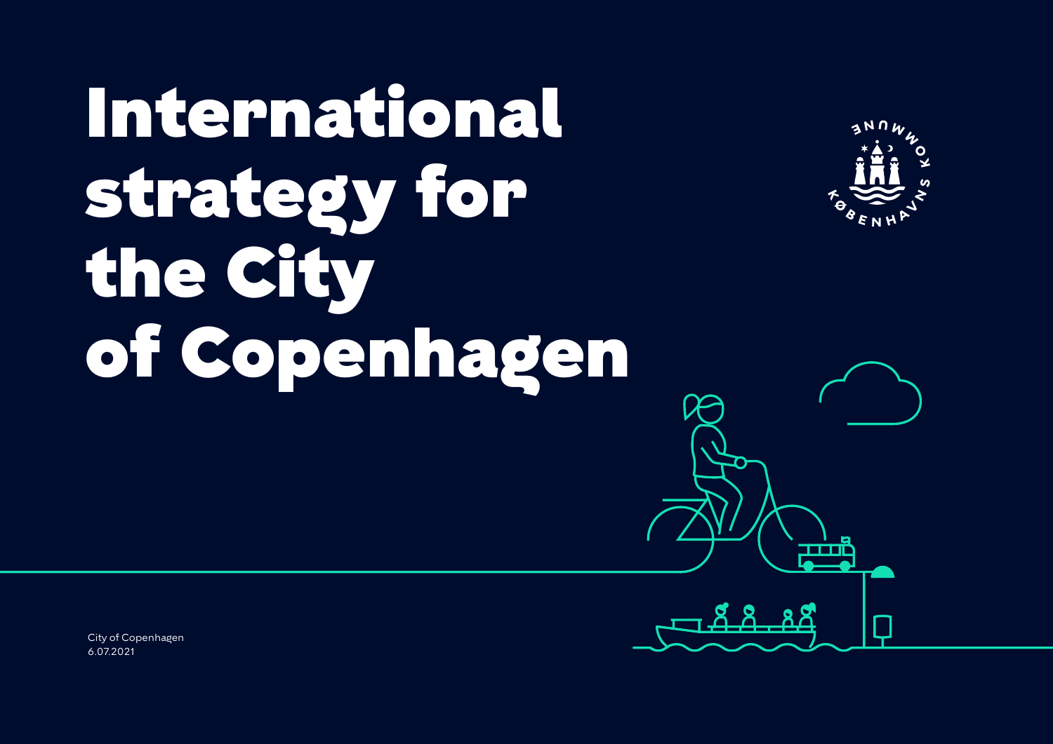# International strategy for the City of Copenhagen

KØBENHAVNS KOMMUNE

City of Copenhagen
6.07.2021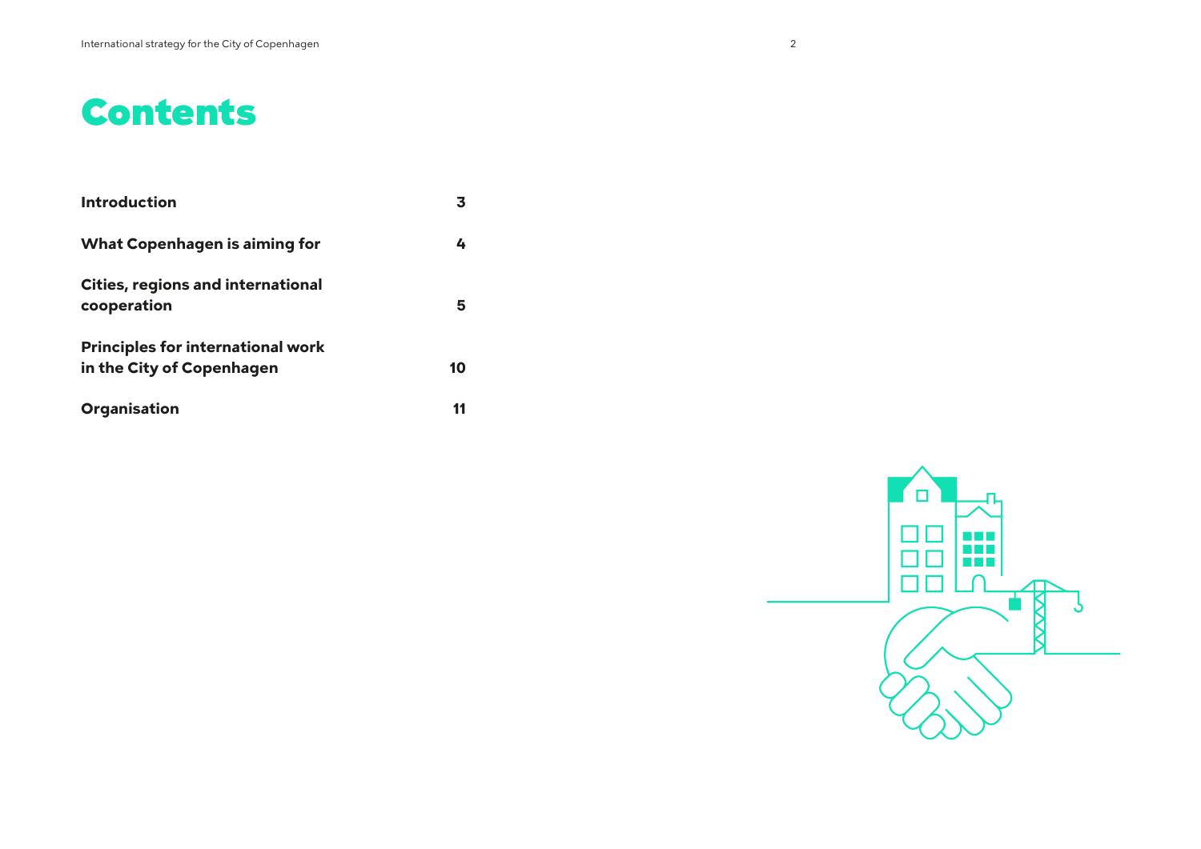# Contents

| | |
|---|---|
| **Introduction** | **3** |
| **What Copenhagen is aiming for** | **4** |
| **Cities, regions and international cooperation** | **5** |
| **Principles for international work in the City of Copenhagen** | **10** |
| **Organisation** | **11** |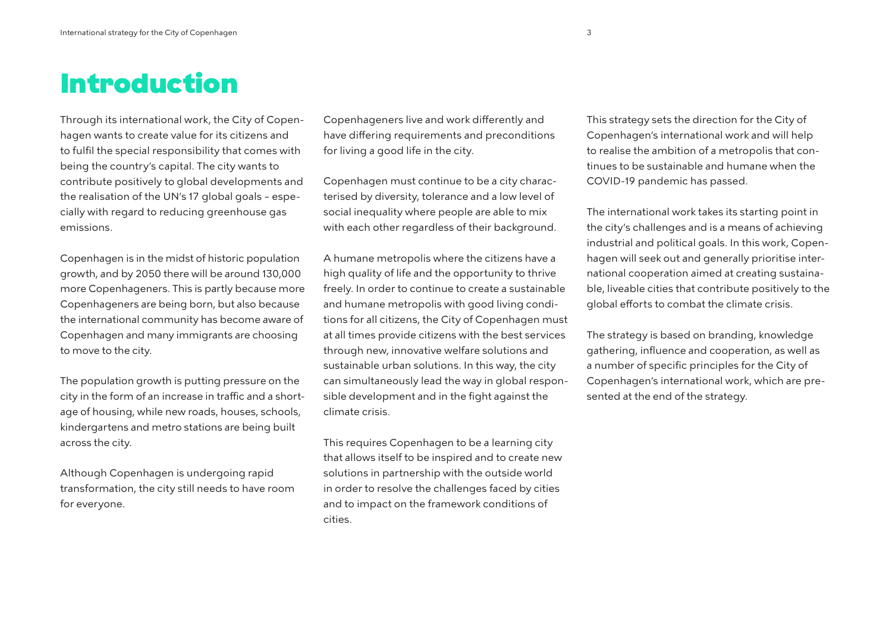# Introduction

Through its international work, the City of Copenhagen wants to create value for its citizens and to fulfil the special responsibility that comes with being the country's capital. The city wants to contribute positively to global developments and the realisation of the UN's 17 global goals – especially with regard to reducing greenhouse gas emissions.

Copenhagen is in the midst of historic population growth, and by 2050 there will be around 130,000 more Copenhageners. This is partly because more Copenhageners are being born, but also because the international community has become aware of Copenhagen and many immigrants are choosing to move to the city.

The population growth is putting pressure on the city in the form of an increase in traffic and a shortage of housing, while new roads, houses, schools, kindergartens and metro stations are being built across the city.

Although Copenhagen is undergoing rapid transformation, the city still needs to have room for everyone.

Copenhageners live and work differently and have differing requirements and preconditions for living a good life in the city.

Copenhagen must continue to be a city characterised by diversity, tolerance and a low level of social inequality where people are able to mix with each other regardless of their background.

A humane metropolis where the citizens have a high quality of life and the opportunity to thrive freely. In order to continue to create a sustainable and humane metropolis with good living conditions for all citizens, the City of Copenhagen must at all times provide citizens with the best services through new, innovative welfare solutions and sustainable urban solutions. In this way, the city can simultaneously lead the way in global responsible development and in the fight against the climate crisis.

This requires Copenhagen to be a learning city that allows itself to be inspired and to create new solutions in partnership with the outside world in order to resolve the challenges faced by cities and to impact on the framework conditions of cities.

This strategy sets the direction for the City of Copenhagen's international work and will help to realise the ambition of a metropolis that continues to be sustainable and humane when the COVID-19 pandemic has passed.

The international work takes its starting point in the city's challenges and is a means of achieving industrial and political goals. In this work, Copenhagen will seek out and generally prioritise international cooperation aimed at creating sustainable, liveable cities that contribute positively to the global efforts to combat the climate crisis.

The strategy is based on branding, knowledge gathering, influence and cooperation, as well as a number of specific principles for the City of Copenhagen's international work, which are presented at the end of the strategy.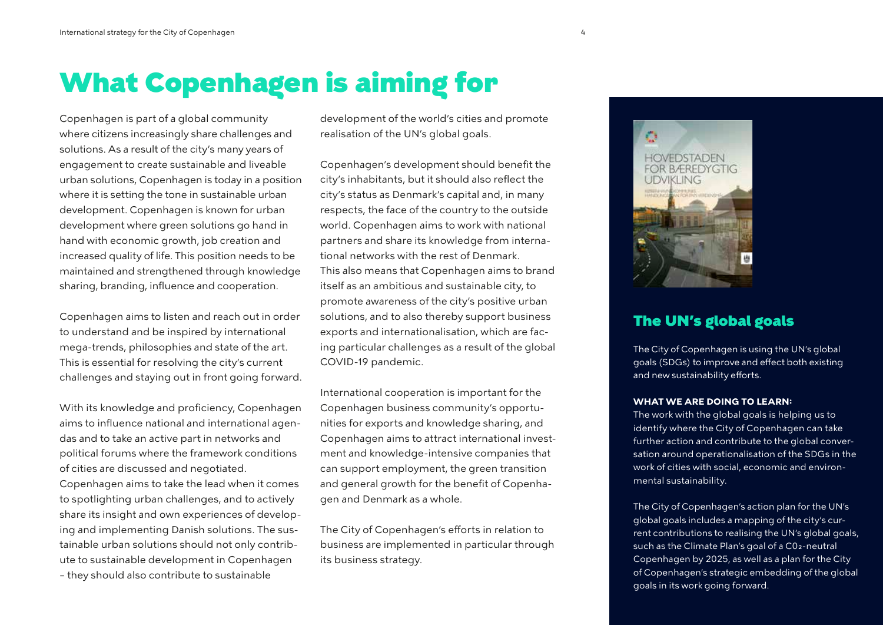# What Copenhagen is aiming for

Copenhagen is part of a global community where citizens increasingly share challenges and solutions. As a result of the city's many years of engagement to create sustainable and liveable urban solutions, Copenhagen is today in a position where it is setting the tone in sustainable urban development. Copenhagen is known for urban development where green solutions go hand in hand with economic growth, job creation and increased quality of life. This position needs to be maintained and strengthened through knowledge sharing, branding, influence and cooperation.

Copenhagen aims to listen and reach out in order to understand and be inspired by international mega-trends, philosophies and state of the art. This is essential for resolving the city's current challenges and staying out in front going forward.

With its knowledge and proficiency, Copenhagen aims to influence national and international agendas and to take an active part in networks and political forums where the framework conditions of cities are discussed and negotiated. Copenhagen aims to take the lead when it comes to spotlighting urban challenges, and to actively share its insight and own experiences of developing and implementing Danish solutions. The sustainable urban solutions should not only contribute to sustainable development in Copenhagen – they should also contribute to sustainable development of the world's cities and promote realisation of the UN's global goals.

Copenhagen's development should benefit the city's inhabitants, but it should also reflect the city's status as Denmark's capital and, in many respects, the face of the country to the outside world. Copenhagen aims to work with national partners and share its knowledge from international networks with the rest of Denmark. This also means that Copenhagen aims to brand itself as an ambitious and sustainable city, to promote awareness of the city's positive urban solutions, and to also thereby support business exports and internationalisation, which are facing particular challenges as a result of the global COVID-19 pandemic.

International cooperation is important for the Copenhagen business community's opportunities for exports and knowledge sharing, and Copenhagen aims to attract international investment and knowledge-intensive companies that can support employment, the green transition and general growth for the benefit of Copenhagen and Denmark as a whole.

The City of Copenhagen's efforts in relation to business are implemented in particular through its business strategy.

HOVEDSTADEN FOR BÆREDYGTIG UDVIKLING

## The UN's global goals

The City of Copenhagen is using the UN's global goals (SDGs) to improve and effect both existing and new sustainability efforts.

**WHAT WE ARE DOING TO LEARN:**
The work with the global goals is helping us to identify where the City of Copenhagen can take further action and contribute to the global conversation around operationalisation of the SDGs in the work of cities with social, economic and environmental sustainability.

The City of Copenhagen's action plan for the UN's global goals includes a mapping of the city's current contributions to realising the UN's global goals, such as the Climate Plan's goal of a $CO_2$-neutral Copenhagen by 2025, as well as a plan for the City of Copenhagen's strategic embedding of the global goals in its work going forward.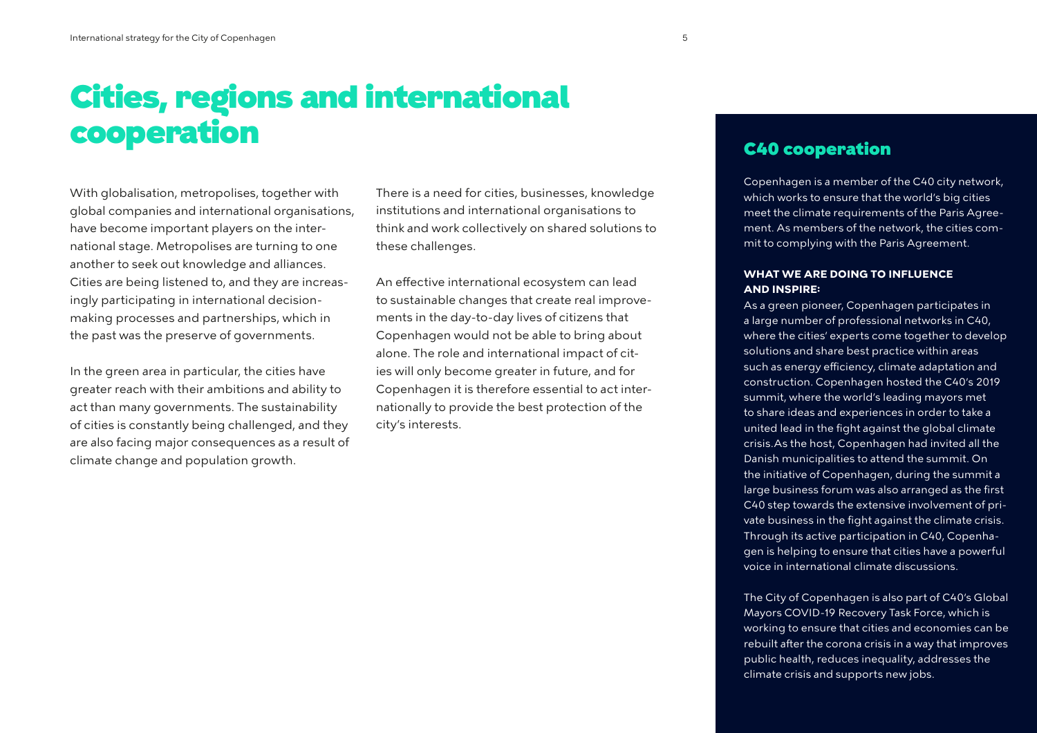# Cities, regions and international cooperation

With globalisation, metropolises, together with global companies and international organisations, have become important players on the international stage. Metropolises are turning to one another to seek out knowledge and alliances. Cities are being listened to, and they are increasingly participating in international decision-making processes and partnerships, which in the past was the preserve of governments.

In the green area in particular, the cities have greater reach with their ambitions and ability to act than many governments. The sustainability of cities is constantly being challenged, and they are also facing major consequences as a result of climate change and population growth.

There is a need for cities, businesses, knowledge institutions and international organisations to think and work collectively on shared solutions to these challenges.

An effective international ecosystem can lead to sustainable changes that create real improvements in the day-to-day lives of citizens that Copenhagen would not be able to bring about alone. The role and international impact of cities will only become greater in future, and for Copenhagen it is therefore essential to act internationally to provide the best protection of the city's interests.

## C40 cooperation

Copenhagen is a member of the C40 city network, which works to ensure that the world's big cities meet the climate requirements of the Paris Agreement. As members of the network, the cities commit to complying with the Paris Agreement.

**WHAT WE ARE DOING TO INFLUENCE AND INSPIRE:**

As a green pioneer, Copenhagen participates in a large number of professional networks in C40, where the cities' experts come together to develop solutions and share best practice within areas such as energy efficiency, climate adaptation and construction. Copenhagen hosted the C40's 2019 summit, where the world's leading mayors met to share ideas and experiences in order to take a united lead in the fight against the global climate crisis.As the host, Copenhagen had invited all the Danish municipalities to attend the summit. On the initiative of Copenhagen, during the summit a large business forum was also arranged as the first C40 step towards the extensive involvement of private business in the fight against the climate crisis. Through its active participation in C40, Copenhagen is helping to ensure that cities have a powerful voice in international climate discussions.

The City of Copenhagen is also part of C40's Global Mayors COVID-19 Recovery Task Force, which is working to ensure that cities and economies can be rebuilt after the corona crisis in a way that improves public health, reduces inequality, addresses the climate crisis and supports new jobs.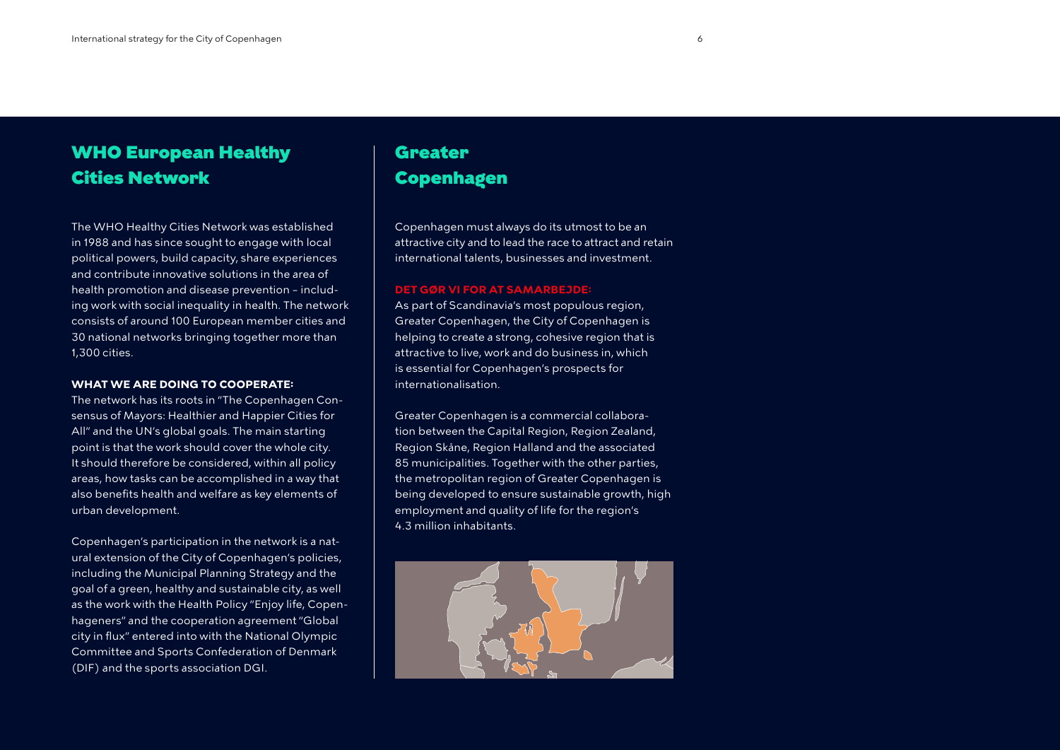## WHO European Healthy Cities Network

The WHO Healthy Cities Network was established in 1988 and has since sought to engage with local political powers, build capacity, share experiences and contribute innovative solutions in the area of health promotion and disease prevention – including work with social inequality in health. The network consists of around 100 European member cities and 30 national networks bringing together more than 1,300 cities.

**WHAT WE ARE DOING TO COOPERATE:**

The network has its roots in "The Copenhagen Consensus of Mayors: Healthier and Happier Cities for All" and the UN's global goals. The main starting point is that the work should cover the whole city. It should therefore be considered, within all policy areas, how tasks can be accomplished in a way that also benefits health and welfare as key elements of urban development.

Copenhagen's participation in the network is a natural extension of the City of Copenhagen's policies, including the Municipal Planning Strategy and the goal of a green, healthy and sustainable city, as well as the work with the Health Policy "Enjoy life, Copenhageners" and the cooperation agreement "Global city in flux" entered into with the National Olympic Committee and Sports Confederation of Denmark (DIF) and the sports association DGI.

## Greater Copenhagen

Copenhagen must always do its utmost to be an attractive city and to lead the race to attract and retain international talents, businesses and investment.

**DET GØR VI FOR AT SAMARBEJDE:**

As part of Scandinavia's most populous region, Greater Copenhagen, the City of Copenhagen is helping to create a strong, cohesive region that is attractive to live, work and do business in, which is essential for Copenhagen's prospects for internationalisation.

Greater Copenhagen is a commercial collaboration between the Capital Region, Region Zealand, Region Skåne, Region Halland and the associated 85 municipalities. Together with the other parties, the metropolitan region of Greater Copenhagen is being developed to ensure sustainable growth, high employment and quality of life for the region's 4.3 million inhabitants.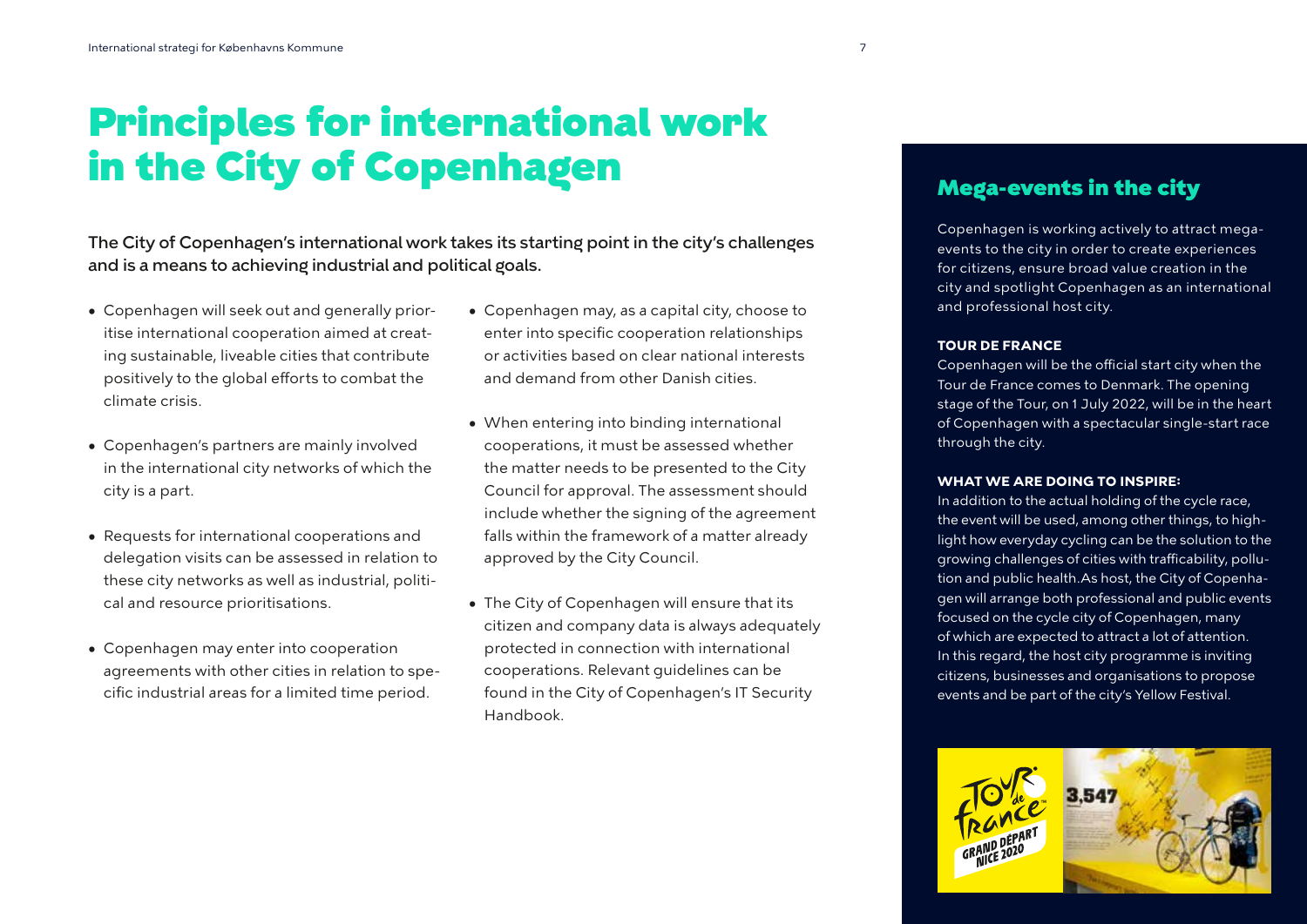# Principles for international work in the City of Copenhagen

**The City of Copenhagen's international work takes its starting point in the city's challenges and is a means to achieving industrial and political goals.**

- Copenhagen will seek out and generally prioritise international cooperation aimed at creating sustainable, liveable cities that contribute positively to the global efforts to combat the climate crisis.
- Copenhagen's partners are mainly involved in the international city networks of which the city is a part.
- Requests for international cooperations and delegation visits can be assessed in relation to these city networks as well as industrial, political and resource prioritisations.
- Copenhagen may enter into cooperation agreements with other cities in relation to specific industrial areas for a limited time period.
- Copenhagen may, as a capital city, choose to enter into specific cooperation relationships or activities based on clear national interests and demand from other Danish cities.
- When entering into binding international cooperations, it must be assessed whether the matter needs to be presented to the City Council for approval. The assessment should include whether the signing of the agreement falls within the framework of a matter already approved by the City Council.
- The City of Copenhagen will ensure that its citizen and company data is always adequately protected in connection with international cooperations. Relevant guidelines can be found in the City of Copenhagen's IT Security Handbook.

## Mega-events in the city

Copenhagen is working actively to attract mega-events to the city in order to create experiences for citizens, ensure broad value creation in the city and spotlight Copenhagen as an international and professional host city.

**TOUR DE FRANCE**

Copenhagen will be the official start city when the Tour de France comes to Denmark. The opening stage of the Tour, on 1 July 2022, will be in the heart of Copenhagen with a spectacular single-start race through the city.

**WHAT WE ARE DOING TO INSPIRE:**

In addition to the actual holding of the cycle race, the event will be used, among other things, to highlight how everyday cycling can be the solution to the growing challenges of cities with trafficability, pollution and public health.As host, the City of Copenhagen will arrange both professional and public events focused on the cycle city of Copenhagen, many of which are expected to attract a lot of attention. In this regard, the host city programme is inviting citizens, businesses and organisations to propose events and be part of the city's Yellow Festival.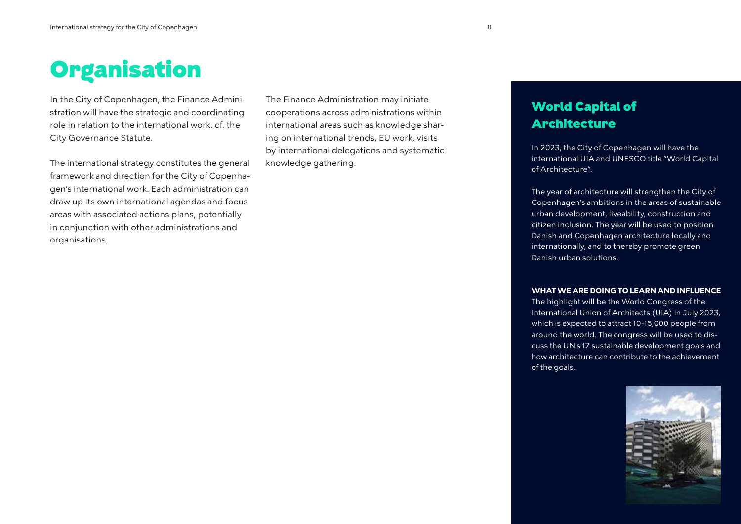# Organisation

In the City of Copenhagen, the Finance Administration will have the strategic and coordinating role in relation to the international work, cf. the City Governance Statute.

The international strategy constitutes the general framework and direction for the City of Copenhagen's international work. Each administration can draw up its own international agendas and focus areas with associated actions plans, potentially in conjunction with other administrations and organisations.

The Finance Administration may initiate cooperations across administrations within international areas such as knowledge sharing on international trends, EU work, visits by international delegations and systematic knowledge gathering.

## World Capital of Architecture

In 2023, the City of Copenhagen will have the international UIA and UNESCO title "World Capital of Architecture".

The year of architecture will strengthen the City of Copenhagen's ambitions in the areas of sustainable urban development, liveability, construction and citizen inclusion. The year will be used to position Danish and Copenhagen architecture locally and internationally, and to thereby promote green Danish urban solutions.

**WHAT WE ARE DOING TO LEARN AND INFLUENCE**

The highlight will be the World Congress of the International Union of Architects (UIA) in July 2023, which is expected to attract 10-15,000 people from around the world. The congress will be used to discuss the UN's 17 sustainable development goals and how architecture can contribute to the achievement of the goals.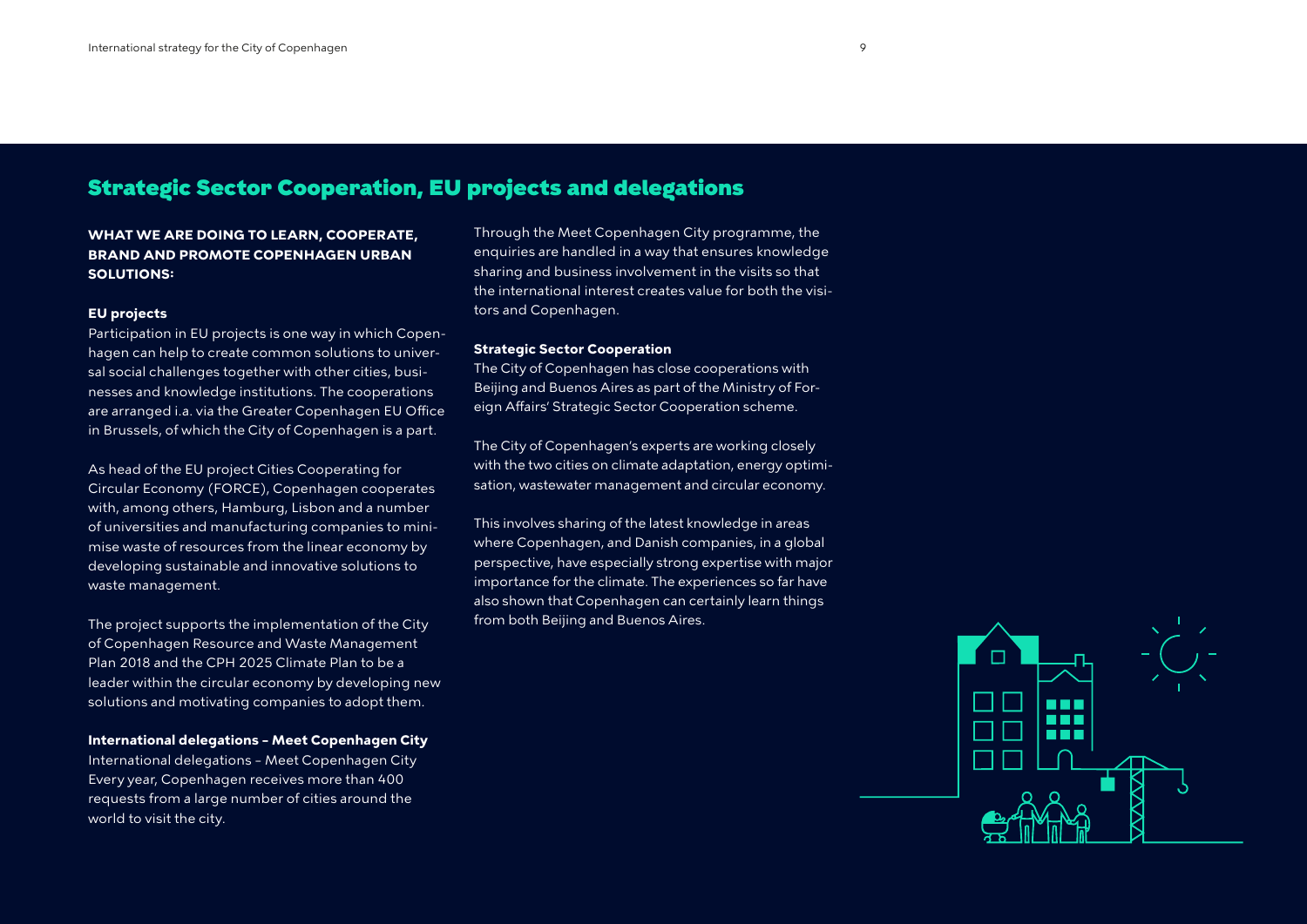## Strategic Sector Cooperation, EU projects and delegations

**WHAT WE ARE DOING TO LEARN, COOPERATE, BRAND AND PROMOTE COPENHAGEN URBAN SOLUTIONS:**

**EU projects**
Participation in EU projects is one way in which Copenhagen can help to create common solutions to universal social challenges together with other cities, businesses and knowledge institutions. The cooperations are arranged i.a. via the Greater Copenhagen EU Office in Brussels, of which the City of Copenhagen is a part.

As head of the EU project Cities Cooperating for Circular Economy (FORCE), Copenhagen cooperates with, among others, Hamburg, Lisbon and a number of universities and manufacturing companies to minimise waste of resources from the linear economy by developing sustainable and innovative solutions to waste management.

The project supports the implementation of the City of Copenhagen Resource and Waste Management Plan 2018 and the CPH 2025 Climate Plan to be a leader within the circular economy by developing new solutions and motivating companies to adopt them.

**International delegations – Meet Copenhagen City**
International delegations – Meet Copenhagen City
Every year, Copenhagen receives more than 400 requests from a large number of cities around the world to visit the city.

Through the Meet Copenhagen City programme, the enquiries are handled in a way that ensures knowledge sharing and business involvement in the visits so that the international interest creates value for both the visitors and Copenhagen.

**Strategic Sector Cooperation**
The City of Copenhagen has close cooperations with Beijing and Buenos Aires as part of the Ministry of Foreign Affairs' Strategic Sector Cooperation scheme.

The City of Copenhagen's experts are working closely with the two cities on climate adaptation, energy optimisation, wastewater management and circular economy.

This involves sharing of the latest knowledge in areas where Copenhagen, and Danish companies, in a global perspective, have especially strong expertise with major importance for the climate. The experiences so far have also shown that Copenhagen can certainly learn things from both Beijing and Buenos Aires.